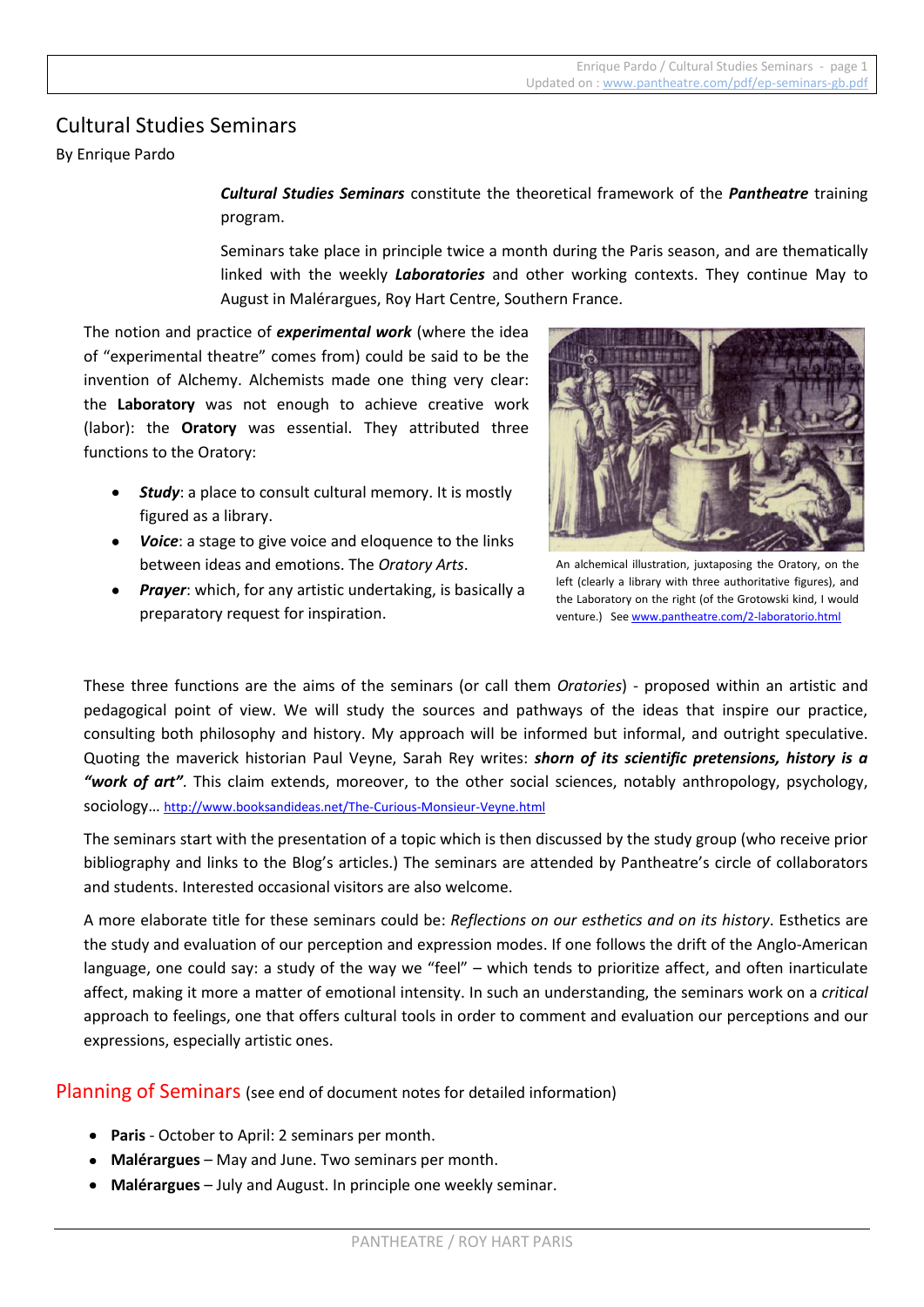# Cultural Studies Seminars

By Enrique Pardo

***Cultural Studies Seminars*** constitute the theoretical framework of the ***Pantheatre*** training program.

Seminars take place in principle twice a month during the Paris season, and are thematically linked with the weekly ***Laboratories*** and other working contexts. They continue May to August in Malérargues, Roy Hart Centre, Southern France.

The notion and practice of ***experimental work*** (where the idea of "experimental theatre" comes from) could be said to be the invention of Alchemy. Alchemists made one thing very clear: the **Laboratory** was not enough to achieve creative work (labor): the **Oratory** was essential. They attributed three functions to the Oratory:

- ***Study***: a place to consult cultural memory. It is mostly figured as a library.
- ***Voice***: a stage to give voice and eloquence to the links between ideas and emotions. The *Oratory Arts*.
- ***Prayer***: which, for any artistic undertaking, is basically a preparatory request for inspiration.

An alchemical illustration, juxtaposing the Oratory, on the left (clearly a library with three authoritative figures), and the Laboratory on the right (of the Grotowski kind, I would venture.) See www.pantheatre.com/2-laboratorio.html

These three functions are the aims of the seminars (or call them *Oratories*) - proposed within an artistic and pedagogical point of view. We will study the sources and pathways of the ideas that inspire our practice, consulting both philosophy and history. My approach will be informed but informal, and outright speculative. Quoting the maverick historian Paul Veyne, Sarah Rey writes: ***shorn of its scientific pretensions, history is a "work of art"***. This claim extends, moreover, to the other social sciences, notably anthropology, psychology, sociology… http://www.booksandideas.net/The-Curious-Monsieur-Veyne.html

The seminars start with the presentation of a topic which is then discussed by the study group (who receive prior bibliography and links to the Blog's articles.) The seminars are attended by Pantheatre's circle of collaborators and students. Interested occasional visitors are also welcome.

A more elaborate title for these seminars could be: *Reflections on our esthetics and on its history*. Esthetics are the study and evaluation of our perception and expression modes. If one follows the drift of the Anglo-American language, one could say: a study of the way we "feel" – which tends to prioritize affect, and often inarticulate affect, making it more a matter of emotional intensity. In such an understanding, the seminars work on a *critical* approach to feelings, one that offers cultural tools in order to comment and evaluation our perceptions and our expressions, especially artistic ones.

## Planning of Seminars (see end of document notes for detailed information)

- **Paris** - October to April: 2 seminars per month.
- **Malérargues** – May and June. Two seminars per month.
- **Malérargues** – July and August. In principle one weekly seminar.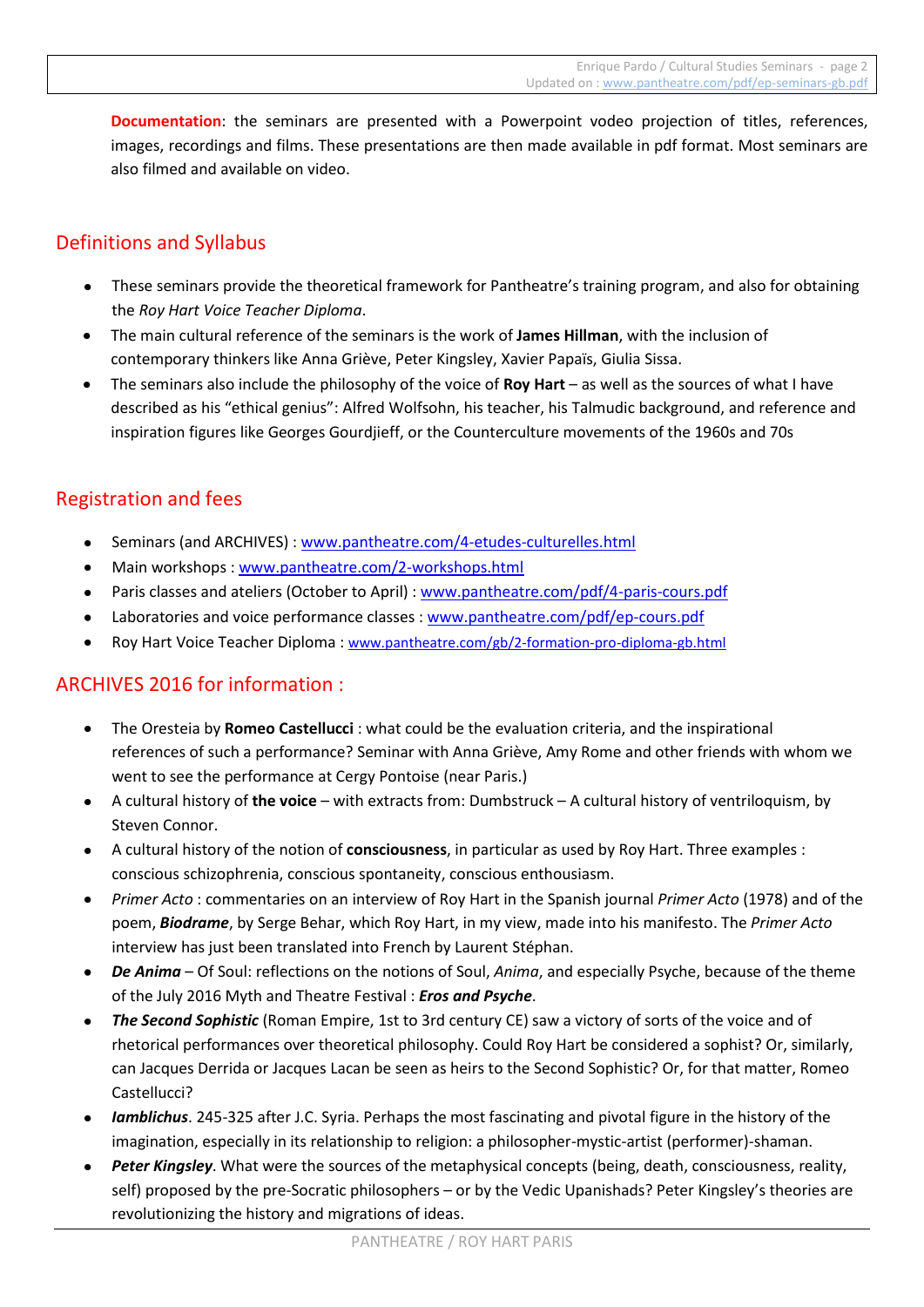**Documentation**: the seminars are presented with a Powerpoint vodeo projection of titles, references, images, recordings and films. These presentations are then made available in pdf format. Most seminars are also filmed and available on video.

## Definitions and Syllabus

- These seminars provide the theoretical framework for Pantheatre's training program, and also for obtaining the *Roy Hart Voice Teacher Diploma*.
- The main cultural reference of the seminars is the work of **James Hillman**, with the inclusion of contemporary thinkers like Anna Griève, Peter Kingsley, Xavier Papaïs, Giulia Sissa.
- The seminars also include the philosophy of the voice of **Roy Hart** – as well as the sources of what I have described as his "ethical genius": Alfred Wolfsohn, his teacher, his Talmudic background, and reference and inspiration figures like Georges Gourdjieff, or the Counterculture movements of the 1960s and 70s

## Registration and fees

- Seminars (and ARCHIVES) : www.pantheatre.com/4-etudes-culturelles.html
- Main workshops : www.pantheatre.com/2-workshops.html
- Paris classes and ateliers (October to April) : www.pantheatre.com/pdf/4-paris-cours.pdf
- Laboratories and voice performance classes : www.pantheatre.com/pdf/ep-cours.pdf
- Roy Hart Voice Teacher Diploma : www.pantheatre.com/gb/2-formation-pro-diploma-gb.html

## ARCHIVES 2016 for information :

- The Oresteia by **Romeo Castellucci** : what could be the evaluation criteria, and the inspirational references of such a performance? Seminar with Anna Griève, Amy Rome and other friends with whom we went to see the performance at Cergy Pontoise (near Paris.)
- A cultural history of **the voice** – with extracts from: Dumbstruck – A cultural history of ventriloquism, by Steven Connor.
- A cultural history of the notion of **consciousness**, in particular as used by Roy Hart. Three examples : conscious schizophrenia, conscious spontaneity, conscious enthousiasm.
- *Primer Acto* : commentaries on an interview of Roy Hart in the Spanish journal *Primer Acto* (1978) and of the poem, ***Biodrame***, by Serge Behar, which Roy Hart, in my view, made into his manifesto. The *Primer Acto* interview has just been translated into French by Laurent Stéphan.
- ***De Anima*** – Of Soul: reflections on the notions of Soul, *Anima*, and especially Psyche, because of the theme of the July 2016 Myth and Theatre Festival : ***Eros and Psyche***.
- ***The Second Sophistic*** (Roman Empire, 1st to 3rd century CE) saw a victory of sorts of the voice and of rhetorical performances over theoretical philosophy. Could Roy Hart be considered a sophist? Or, similarly, can Jacques Derrida or Jacques Lacan be seen as heirs to the Second Sophistic? Or, for that matter, Romeo Castellucci?
- ***Iamblichus***. 245-325 after J.C. Syria. Perhaps the most fascinating and pivotal figure in the history of the imagination, especially in its relationship to religion: a philosopher-mystic-artist (performer)-shaman.
- ***Peter Kingsley***. What were the sources of the metaphysical concepts (being, death, consciousness, reality, self) proposed by the pre-Socratic philosophers – or by the Vedic Upanishads? Peter Kingsley's theories are revolutionizing the history and migrations of ideas.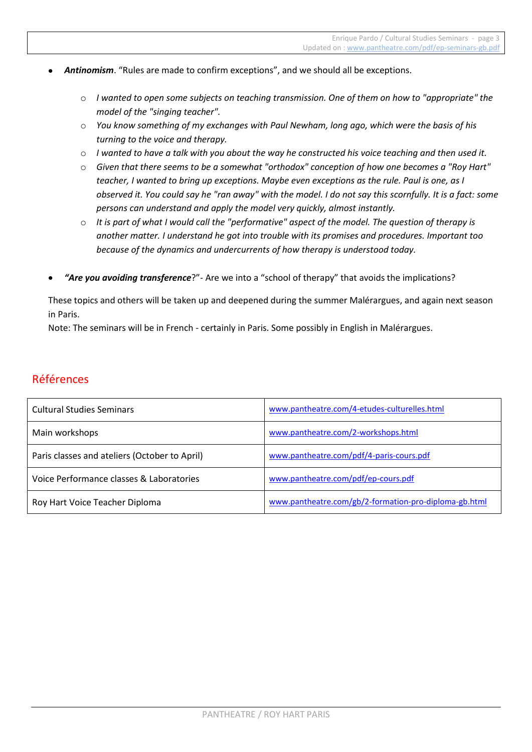- ***Antinomism***. “Rules are made to confirm exceptions”, and we should all be exceptions.
  - *I wanted to open some subjects on teaching transmission. One of them on how to "appropriate" the model of the "singing teacher".*
  - *You know something of my exchanges with Paul Newham, long ago, which were the basis of his turning to the voice and therapy.*
  - *I wanted to have a talk with you about the way he constructed his voice teaching and then used it.*
  - *Given that there seems to be a somewhat "orthodox" conception of how one becomes a "Roy Hart" teacher, I wanted to bring up exceptions. Maybe even exceptions as the rule. Paul is one, as I observed it. You could say he "ran away" with the model. I do not say this scornfully. It is a fact: some persons can understand and apply the model very quickly, almost instantly.*
  - *It is part of what I would call the "performative" aspect of the model. The question of therapy is another matter. I understand he got into trouble with its promises and procedures. Important too because of the dynamics and undercurrents of how therapy is understood today.*

- ***“Are you avoiding transference***?”- Are we into a “school of therapy” that avoids the implications?

These topics and others will be taken up and deepened during the summer Malérargues, and again next season in Paris.
Note: The seminars will be in French - certainly in Paris. Some possibly in English in Malérargues.

## Références

| | |
|---|---|
| Cultural Studies Seminars | www.pantheatre.com/4-etudes-culturelles.html |
| Main workshops | www.pantheatre.com/2-workshops.html |
| Paris classes and ateliers (October to April) | www.pantheatre.com/pdf/4-paris-cours.pdf |
| Voice Performance classes & Laboratories | www.pantheatre.com/pdf/ep-cours.pdf |
| Roy Hart Voice Teacher Diploma | www.pantheatre.com/gb/2-formation-pro-diploma-gb.html |